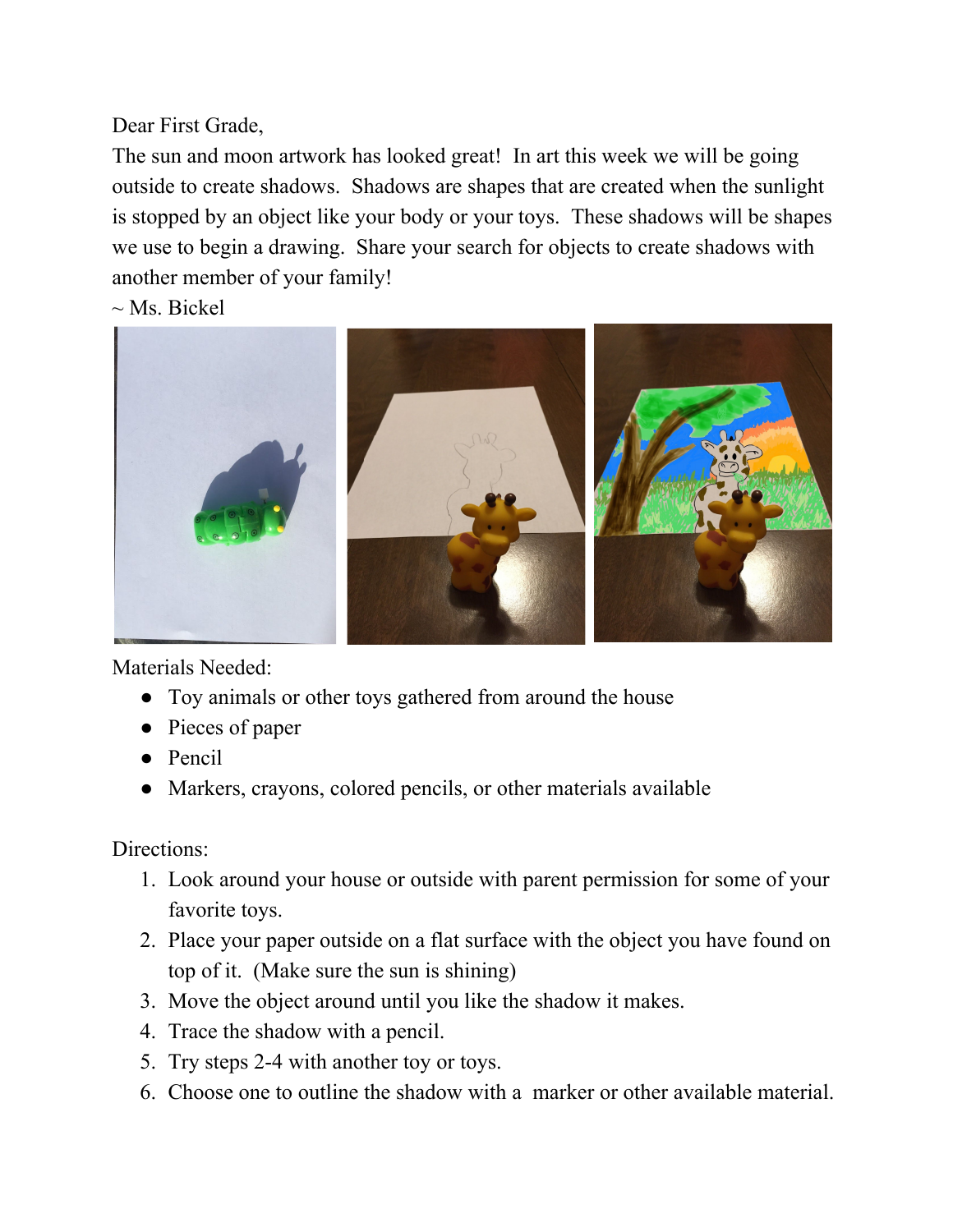Dear First Grade,

The sun and moon artwork has looked great! In art this week we will be going outside to create shadows. Shadows are shapes that are created when the sunlight is stopped by an object like your body or your toys. These shadows will be shapes we use to begin a drawing. Share your search for objects to create shadows with another member of your family!

~ Ms. Bickel

Materials Needed:

- Toy animals or other toys gathered from around the house
- Pieces of paper
- Pencil
- Markers, crayons, colored pencils, or other materials available

Directions:

1. Look around your house or outside with parent permission for some of your favorite toys.
2. Place your paper outside on a flat surface with the object you have found on top of it. (Make sure the sun is shining)
3. Move the object around until you like the shadow it makes.
4. Trace the shadow with a pencil.
5. Try steps 2-4 with another toy or toys.
6. Choose one to outline the shadow with a marker or other available material.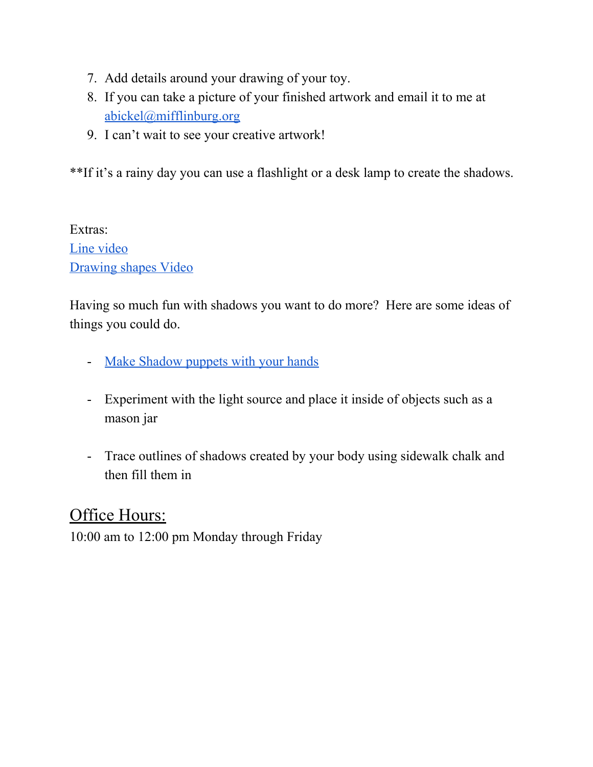7. Add details around your drawing of your toy.
8. If you can take a picture of your finished artwork and email it to me at abickel@mifflinburg.org
9. I can't wait to see your creative artwork!

**If it's a rainy day you can use a flashlight or a desk lamp to create the shadows.

Extras:
Line video
Drawing shapes Video

Having so much fun with shadows you want to do more? Here are some ideas of things you could do.

- Make Shadow puppets with your hands

- Experiment with the light source and place it inside of objects such as a mason jar

- Trace outlines of shadows created by your body using sidewalk chalk and then fill them in

## Office Hours:

10:00 am to 12:00 pm Monday through Friday